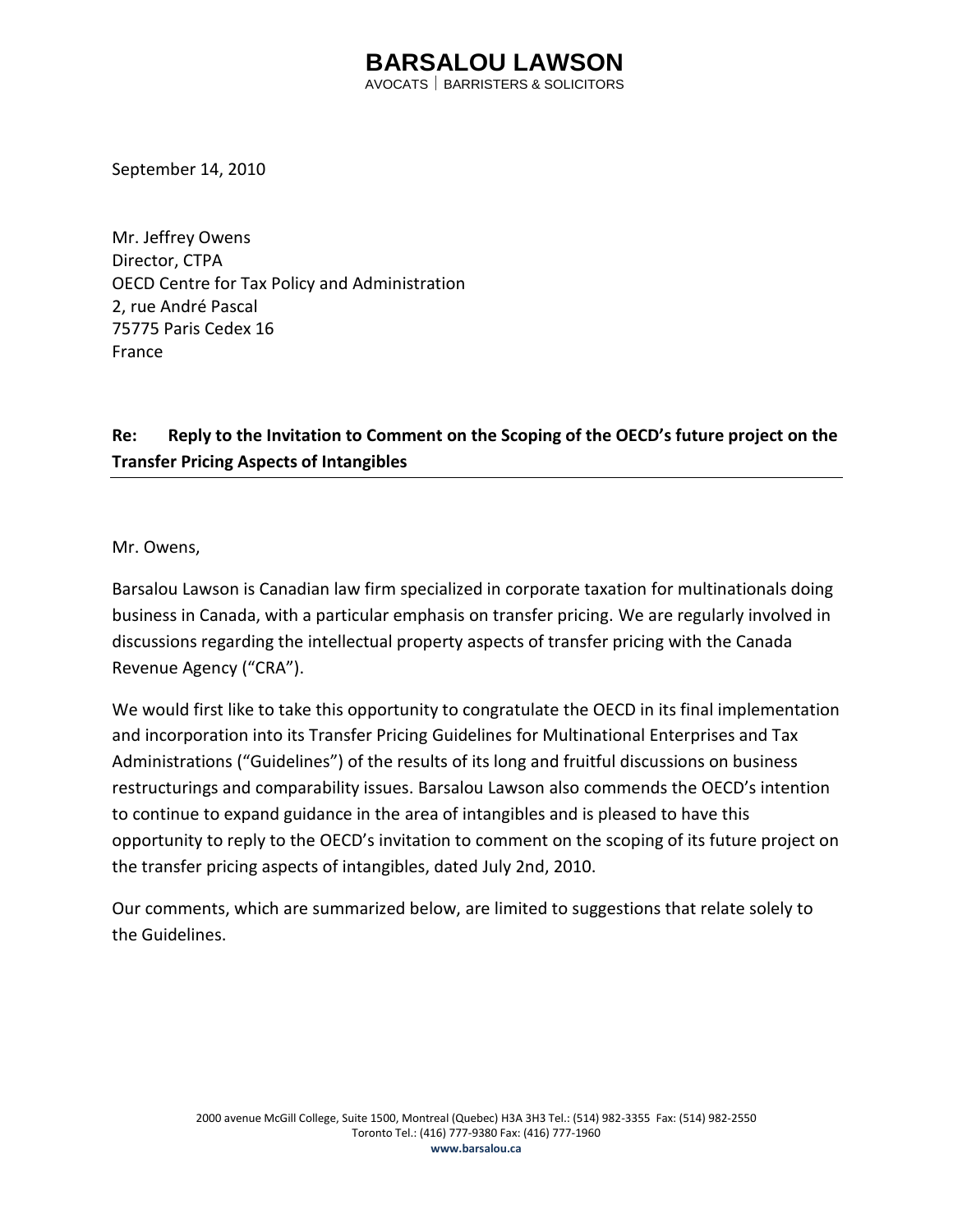# BARSALOU LAWSON

AVOCATS | BARRISTERS & SOLICITORS

September 14, 2010

Mr. Jeffrey Owens
Director, CTPA
OECD Centre for Tax Policy and Administration
2, rue André Pascal
75775 Paris Cedex 16
France

**Re: Reply to the Invitation to Comment on the Scoping of the OECD's future project on the Transfer Pricing Aspects of Intangibles**

Mr. Owens,

Barsalou Lawson is Canadian law firm specialized in corporate taxation for multinationals doing business in Canada, with a particular emphasis on transfer pricing. We are regularly involved in discussions regarding the intellectual property aspects of transfer pricing with the Canada Revenue Agency ("CRA").

We would first like to take this opportunity to congratulate the OECD in its final implementation and incorporation into its Transfer Pricing Guidelines for Multinational Enterprises and Tax Administrations ("Guidelines") of the results of its long and fruitful discussions on business restructurings and comparability issues. Barsalou Lawson also commends the OECD's intention to continue to expand guidance in the area of intangibles and is pleased to have this opportunity to reply to the OECD's invitation to comment on the scoping of its future project on the transfer pricing aspects of intangibles, dated July 2nd, 2010.

Our comments, which are summarized below, are limited to suggestions that relate solely to the Guidelines.

2000 avenue McGill College, Suite 1500, Montreal (Quebec) H3A 3H3 Tel.: (514) 982-3355 Fax: (514) 982-2550
Toronto Tel.: (416) 777-9380 Fax: (416) 777-1960
www.barsalou.ca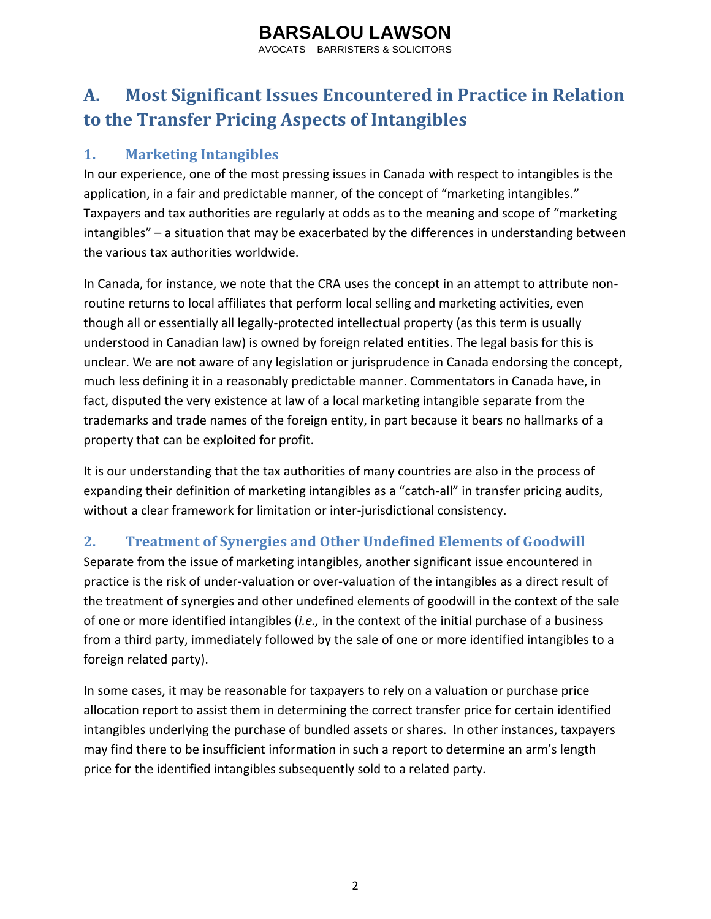## A. Most Significant Issues Encountered in Practice in Relation to the Transfer Pricing Aspects of Intangibles

### 1. Marketing Intangibles

In our experience, one of the most pressing issues in Canada with respect to intangibles is the application, in a fair and predictable manner, of the concept of "marketing intangibles." Taxpayers and tax authorities are regularly at odds as to the meaning and scope of "marketing intangibles" – a situation that may be exacerbated by the differences in understanding between the various tax authorities worldwide.

In Canada, for instance, we note that the CRA uses the concept in an attempt to attribute non-routine returns to local affiliates that perform local selling and marketing activities, even though all or essentially all legally-protected intellectual property (as this term is usually understood in Canadian law) is owned by foreign related entities. The legal basis for this is unclear. We are not aware of any legislation or jurisprudence in Canada endorsing the concept, much less defining it in a reasonably predictable manner. Commentators in Canada have, in fact, disputed the very existence at law of a local marketing intangible separate from the trademarks and trade names of the foreign entity, in part because it bears no hallmarks of a property that can be exploited for profit.

It is our understanding that the tax authorities of many countries are also in the process of expanding their definition of marketing intangibles as a "catch-all" in transfer pricing audits, without a clear framework for limitation or inter-jurisdictional consistency.

### 2. Treatment of Synergies and Other Undefined Elements of Goodwill

Separate from the issue of marketing intangibles, another significant issue encountered in practice is the risk of under-valuation or over-valuation of the intangibles as a direct result of the treatment of synergies and other undefined elements of goodwill in the context of the sale of one or more identified intangibles (*i.e.,* in the context of the initial purchase of a business from a third party, immediately followed by the sale of one or more identified intangibles to a foreign related party).

In some cases, it may be reasonable for taxpayers to rely on a valuation or purchase price allocation report to assist them in determining the correct transfer price for certain identified intangibles underlying the purchase of bundled assets or shares. In other instances, taxpayers may find there to be insufficient information in such a report to determine an arm's length price for the identified intangibles subsequently sold to a related party.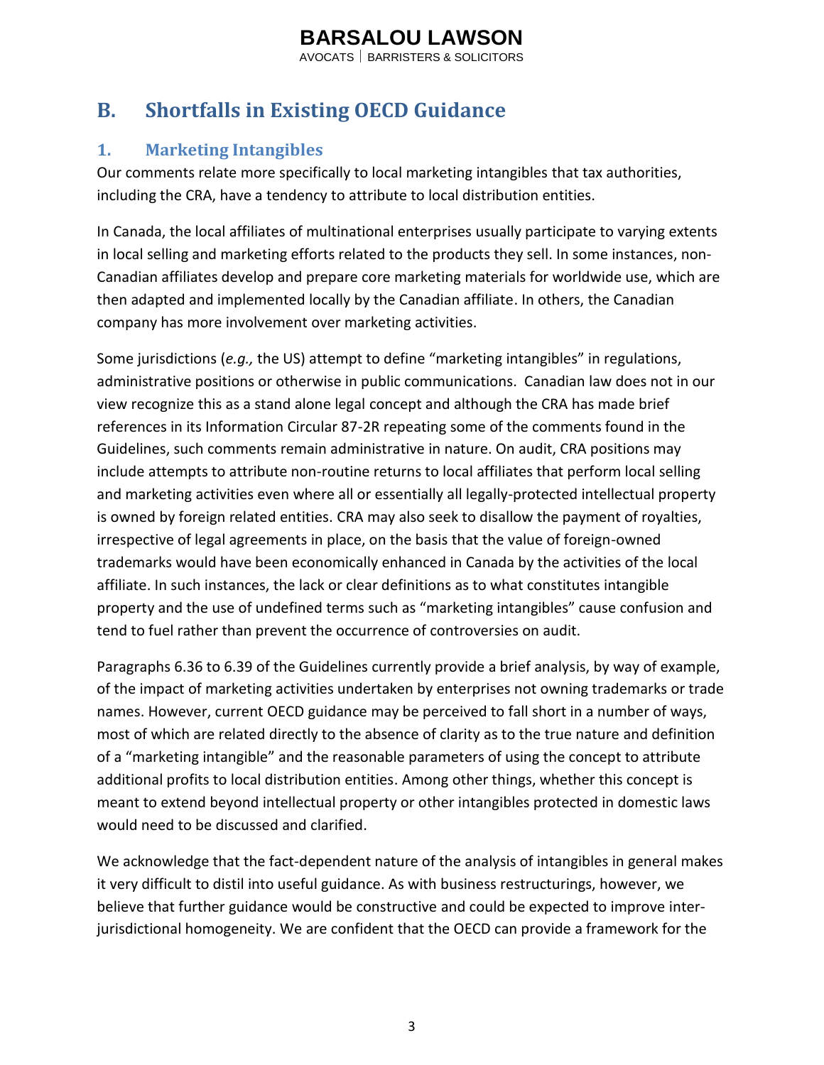## B. Shortfalls in Existing OECD Guidance

### 1. Marketing Intangibles

Our comments relate more specifically to local marketing intangibles that tax authorities, including the CRA, have a tendency to attribute to local distribution entities.

In Canada, the local affiliates of multinational enterprises usually participate to varying extents in local selling and marketing efforts related to the products they sell. In some instances, non-Canadian affiliates develop and prepare core marketing materials for worldwide use, which are then adapted and implemented locally by the Canadian affiliate. In others, the Canadian company has more involvement over marketing activities.

Some jurisdictions (*e.g.,* the US) attempt to define "marketing intangibles" in regulations, administrative positions or otherwise in public communications. Canadian law does not in our view recognize this as a stand alone legal concept and although the CRA has made brief references in its Information Circular 87-2R repeating some of the comments found in the Guidelines, such comments remain administrative in nature. On audit, CRA positions may include attempts to attribute non-routine returns to local affiliates that perform local selling and marketing activities even where all or essentially all legally-protected intellectual property is owned by foreign related entities. CRA may also seek to disallow the payment of royalties, irrespective of legal agreements in place, on the basis that the value of foreign-owned trademarks would have been economically enhanced in Canada by the activities of the local affiliate. In such instances, the lack or clear definitions as to what constitutes intangible property and the use of undefined terms such as "marketing intangibles" cause confusion and tend to fuel rather than prevent the occurrence of controversies on audit.

Paragraphs 6.36 to 6.39 of the Guidelines currently provide a brief analysis, by way of example, of the impact of marketing activities undertaken by enterprises not owning trademarks or trade names. However, current OECD guidance may be perceived to fall short in a number of ways, most of which are related directly to the absence of clarity as to the true nature and definition of a "marketing intangible" and the reasonable parameters of using the concept to attribute additional profits to local distribution entities. Among other things, whether this concept is meant to extend beyond intellectual property or other intangibles protected in domestic laws would need to be discussed and clarified.

We acknowledge that the fact-dependent nature of the analysis of intangibles in general makes it very difficult to distil into useful guidance. As with business restructurings, however, we believe that further guidance would be constructive and could be expected to improve inter-jurisdictional homogeneity. We are confident that the OECD can provide a framework for the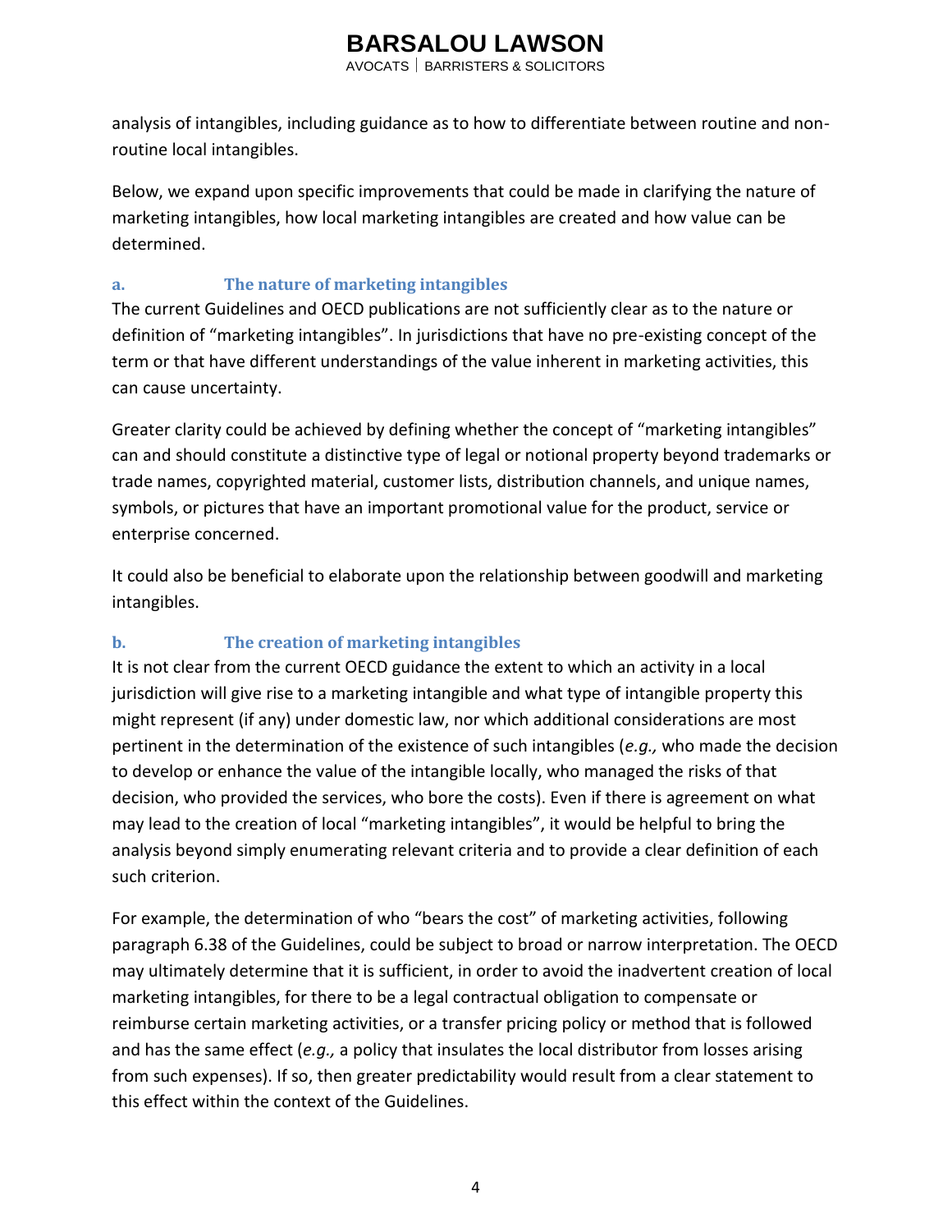analysis of intangibles, including guidance as to how to differentiate between routine and non-routine local intangibles.

Below, we expand upon specific improvements that could be made in clarifying the nature of marketing intangibles, how local marketing intangibles are created and how value can be determined.

### a. The nature of marketing intangibles

The current Guidelines and OECD publications are not sufficiently clear as to the nature or definition of "marketing intangibles". In jurisdictions that have no pre-existing concept of the term or that have different understandings of the value inherent in marketing activities, this can cause uncertainty.

Greater clarity could be achieved by defining whether the concept of "marketing intangibles" can and should constitute a distinctive type of legal or notional property beyond trademarks or trade names, copyrighted material, customer lists, distribution channels, and unique names, symbols, or pictures that have an important promotional value for the product, service or enterprise concerned.

It could also be beneficial to elaborate upon the relationship between goodwill and marketing intangibles.

### b. The creation of marketing intangibles

It is not clear from the current OECD guidance the extent to which an activity in a local jurisdiction will give rise to a marketing intangible and what type of intangible property this might represent (if any) under domestic law, nor which additional considerations are most pertinent in the determination of the existence of such intangibles (*e.g.,* who made the decision to develop or enhance the value of the intangible locally, who managed the risks of that decision, who provided the services, who bore the costs). Even if there is agreement on what may lead to the creation of local "marketing intangibles", it would be helpful to bring the analysis beyond simply enumerating relevant criteria and to provide a clear definition of each such criterion.

For example, the determination of who "bears the cost" of marketing activities, following paragraph 6.38 of the Guidelines, could be subject to broad or narrow interpretation. The OECD may ultimately determine that it is sufficient, in order to avoid the inadvertent creation of local marketing intangibles, for there to be a legal contractual obligation to compensate or reimburse certain marketing activities, or a transfer pricing policy or method that is followed and has the same effect (*e.g.,* a policy that insulates the local distributor from losses arising from such expenses). If so, then greater predictability would result from a clear statement to this effect within the context of the Guidelines.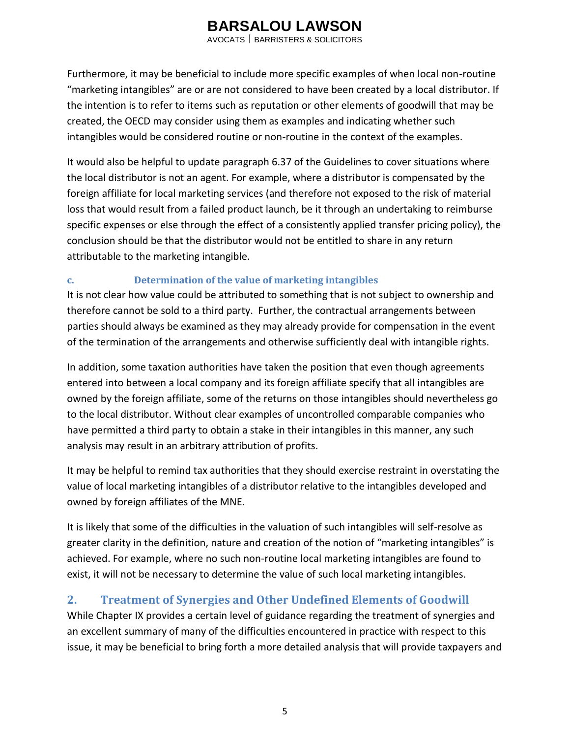Furthermore, it may be beneficial to include more specific examples of when local non-routine "marketing intangibles" are or are not considered to have been created by a local distributor. If the intention is to refer to items such as reputation or other elements of goodwill that may be created, the OECD may consider using them as examples and indicating whether such intangibles would be considered routine or non-routine in the context of the examples.

It would also be helpful to update paragraph 6.37 of the Guidelines to cover situations where the local distributor is not an agent. For example, where a distributor is compensated by the foreign affiliate for local marketing services (and therefore not exposed to the risk of material loss that would result from a failed product launch, be it through an undertaking to reimburse specific expenses or else through the effect of a consistently applied transfer pricing policy), the conclusion should be that the distributor would not be entitled to share in any return attributable to the marketing intangible.

### c. Determination of the value of marketing intangibles

It is not clear how value could be attributed to something that is not subject to ownership and therefore cannot be sold to a third party. Further, the contractual arrangements between parties should always be examined as they may already provide for compensation in the event of the termination of the arrangements and otherwise sufficiently deal with intangible rights.

In addition, some taxation authorities have taken the position that even though agreements entered into between a local company and its foreign affiliate specify that all intangibles are owned by the foreign affiliate, some of the returns on those intangibles should nevertheless go to the local distributor. Without clear examples of uncontrolled comparable companies who have permitted a third party to obtain a stake in their intangibles in this manner, any such analysis may result in an arbitrary attribution of profits.

It may be helpful to remind tax authorities that they should exercise restraint in overstating the value of local marketing intangibles of a distributor relative to the intangibles developed and owned by foreign affiliates of the MNE.

It is likely that some of the difficulties in the valuation of such intangibles will self-resolve as greater clarity in the definition, nature and creation of the notion of "marketing intangibles" is achieved. For example, where no such non-routine local marketing intangibles are found to exist, it will not be necessary to determine the value of such local marketing intangibles.

## 2. Treatment of Synergies and Other Undefined Elements of Goodwill

While Chapter IX provides a certain level of guidance regarding the treatment of synergies and an excellent summary of many of the difficulties encountered in practice with respect to this issue, it may be beneficial to bring forth a more detailed analysis that will provide taxpayers and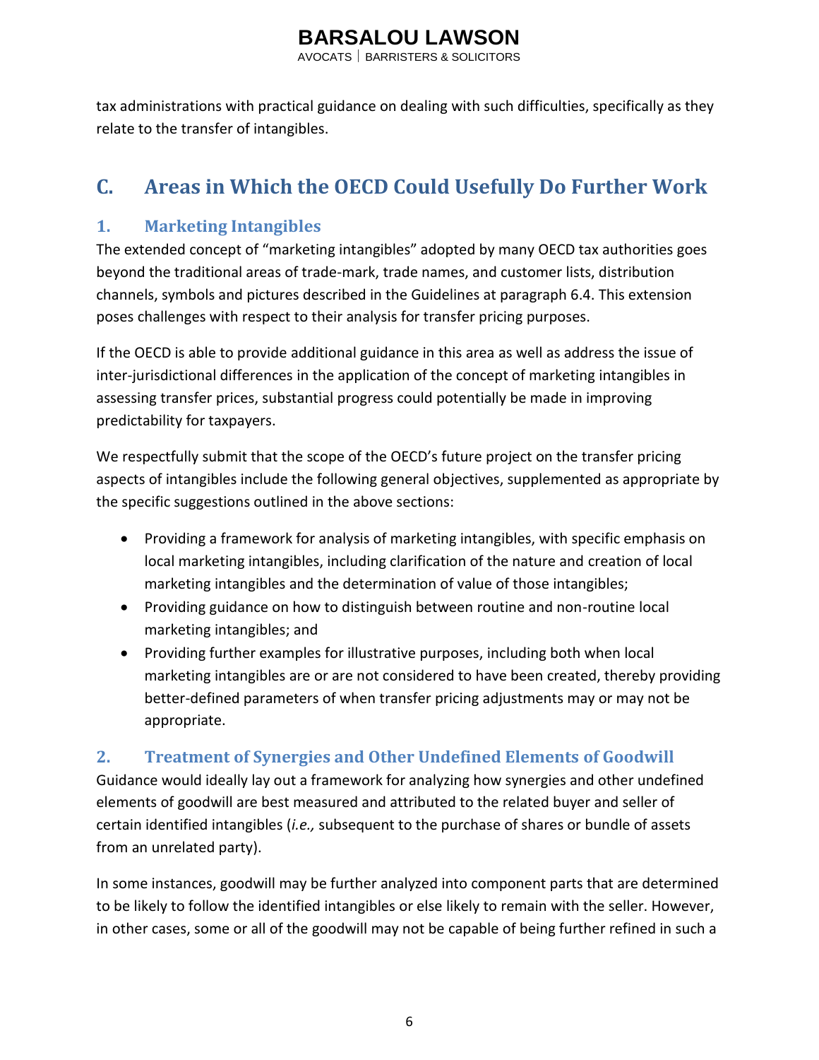tax administrations with practical guidance on dealing with such difficulties, specifically as they relate to the transfer of intangibles.

## C. Areas in Which the OECD Could Usefully Do Further Work

### 1. Marketing Intangibles

The extended concept of "marketing intangibles" adopted by many OECD tax authorities goes beyond the traditional areas of trade-mark, trade names, and customer lists, distribution channels, symbols and pictures described in the Guidelines at paragraph 6.4. This extension poses challenges with respect to their analysis for transfer pricing purposes.

If the OECD is able to provide additional guidance in this area as well as address the issue of inter-jurisdictional differences in the application of the concept of marketing intangibles in assessing transfer prices, substantial progress could potentially be made in improving predictability for taxpayers.

We respectfully submit that the scope of the OECD's future project on the transfer pricing aspects of intangibles include the following general objectives, supplemented as appropriate by the specific suggestions outlined in the above sections:

- Providing a framework for analysis of marketing intangibles, with specific emphasis on local marketing intangibles, including clarification of the nature and creation of local marketing intangibles and the determination of value of those intangibles;
- Providing guidance on how to distinguish between routine and non-routine local marketing intangibles; and
- Providing further examples for illustrative purposes, including both when local marketing intangibles are or are not considered to have been created, thereby providing better-defined parameters of when transfer pricing adjustments may or may not be appropriate.

### 2. Treatment of Synergies and Other Undefined Elements of Goodwill

Guidance would ideally lay out a framework for analyzing how synergies and other undefined elements of goodwill are best measured and attributed to the related buyer and seller of certain identified intangibles (*i.e.,* subsequent to the purchase of shares or bundle of assets from an unrelated party).

In some instances, goodwill may be further analyzed into component parts that are determined to be likely to follow the identified intangibles or else likely to remain with the seller. However, in other cases, some or all of the goodwill may not be capable of being further refined in such a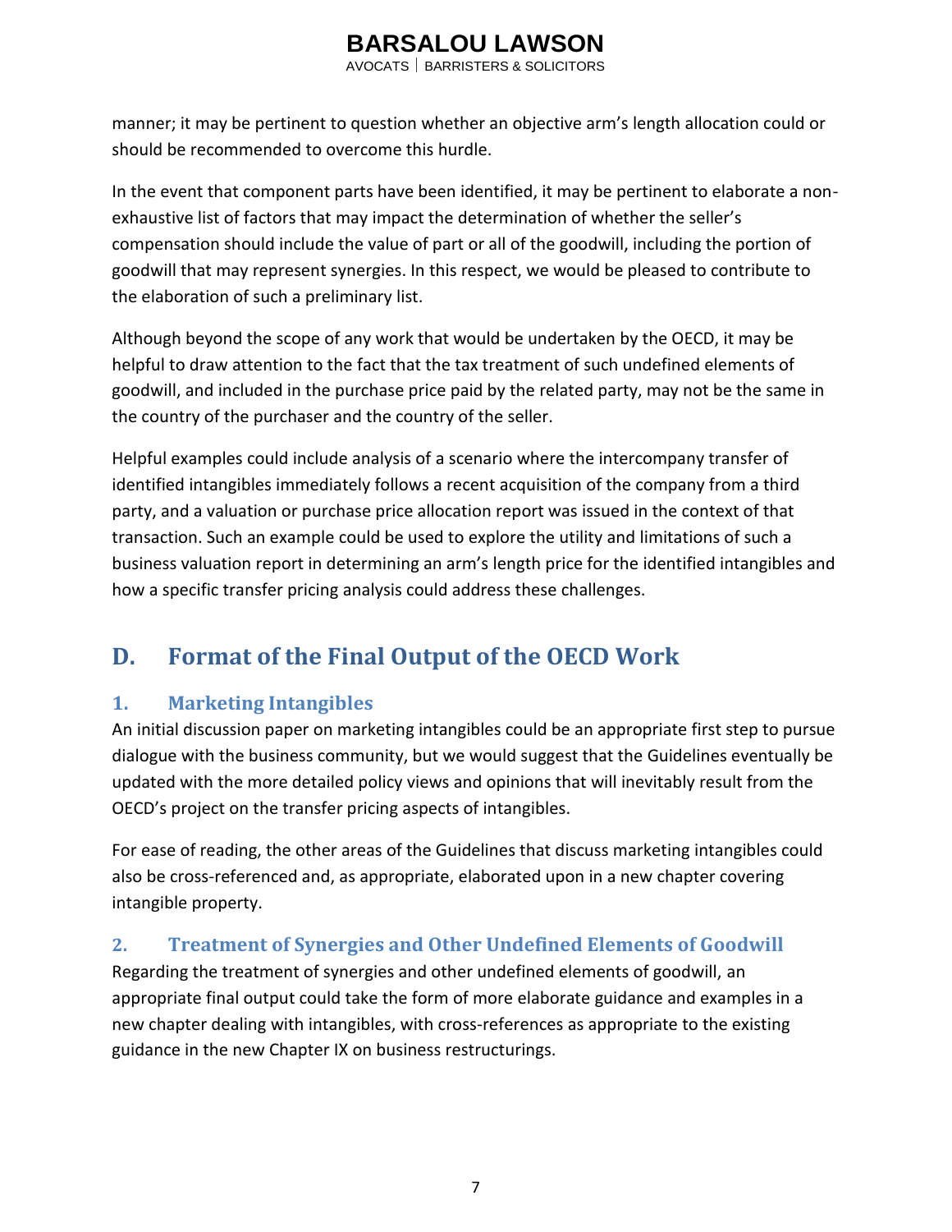manner; it may be pertinent to question whether an objective arm's length allocation could or should be recommended to overcome this hurdle.

In the event that component parts have been identified, it may be pertinent to elaborate a non-exhaustive list of factors that may impact the determination of whether the seller's compensation should include the value of part or all of the goodwill, including the portion of goodwill that may represent synergies. In this respect, we would be pleased to contribute to the elaboration of such a preliminary list.

Although beyond the scope of any work that would be undertaken by the OECD, it may be helpful to draw attention to the fact that the tax treatment of such undefined elements of goodwill, and included in the purchase price paid by the related party, may not be the same in the country of the purchaser and the country of the seller.

Helpful examples could include analysis of a scenario where the intercompany transfer of identified intangibles immediately follows a recent acquisition of the company from a third party, and a valuation or purchase price allocation report was issued in the context of that transaction. Such an example could be used to explore the utility and limitations of such a business valuation report in determining an arm's length price for the identified intangibles and how a specific transfer pricing analysis could address these challenges.

## D. Format of the Final Output of the OECD Work

### 1. Marketing Intangibles

An initial discussion paper on marketing intangibles could be an appropriate first step to pursue dialogue with the business community, but we would suggest that the Guidelines eventually be updated with the more detailed policy views and opinions that will inevitably result from the OECD's project on the transfer pricing aspects of intangibles.

For ease of reading, the other areas of the Guidelines that discuss marketing intangibles could also be cross-referenced and, as appropriate, elaborated upon in a new chapter covering intangible property.

### 2. Treatment of Synergies and Other Undefined Elements of Goodwill

Regarding the treatment of synergies and other undefined elements of goodwill, an appropriate final output could take the form of more elaborate guidance and examples in a new chapter dealing with intangibles, with cross-references as appropriate to the existing guidance in the new Chapter IX on business restructurings.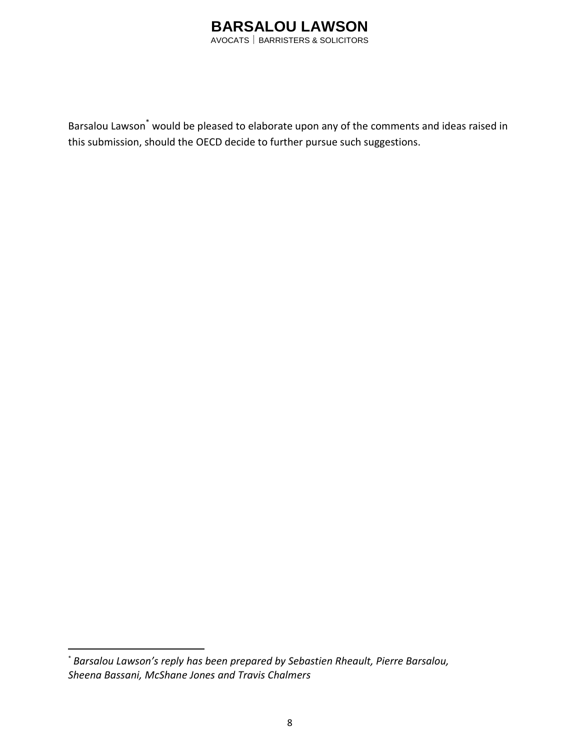Barsalou Lawson[*] would be pleased to elaborate upon any of the comments and ideas raised in this submission, should the OECD decide to further pursue such suggestions.

---

[*] *Barsalou Lawson's reply has been prepared by Sebastien Rheault, Pierre Barsalou, Sheena Bassani, McShane Jones and Travis Chalmers*